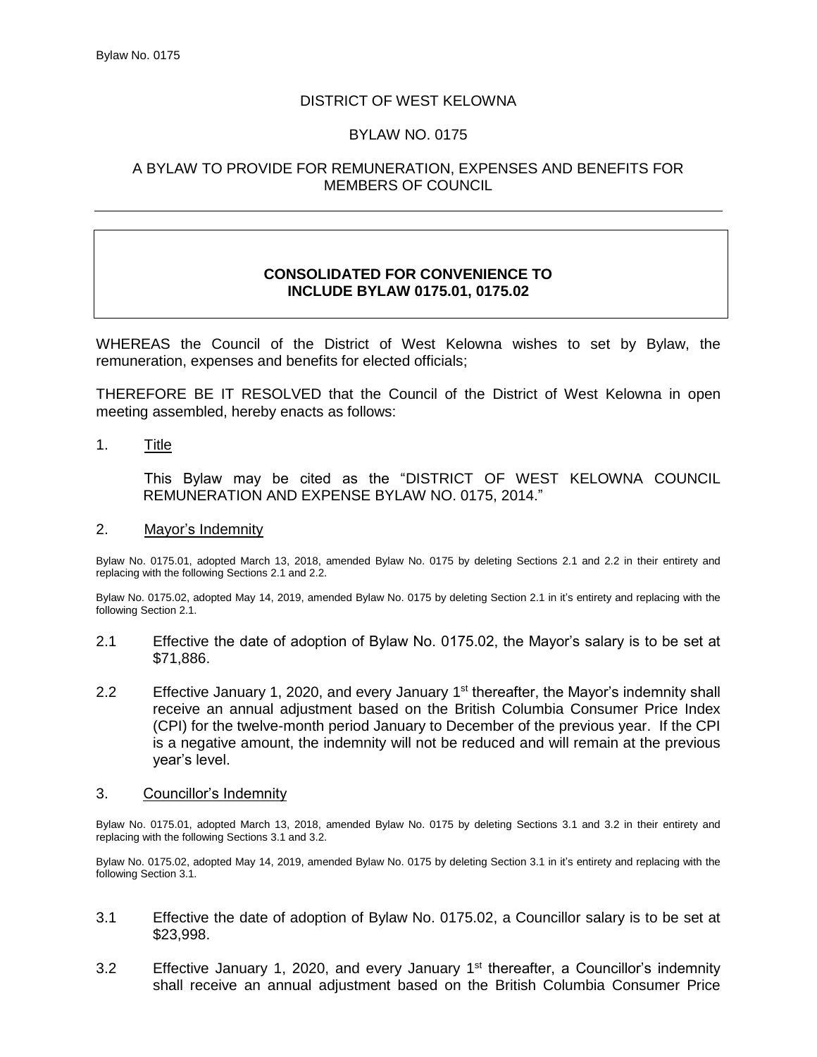# DISTRICT OF WEST KELOWNA

## BYLAW NO. 0175

## A BYLAW TO PROVIDE FOR REMUNERATION, EXPENSES AND BENEFITS FOR MEMBERS OF COUNCIL

---

**CONSOLIDATED FOR CONVENIENCE TO INCLUDE BYLAW 0175.01, 0175.02**

WHEREAS the Council of the District of West Kelowna wishes to set by Bylaw, the remuneration, expenses and benefits for elected officials;

THEREFORE BE IT RESOLVED that the Council of the District of West Kelowna in open meeting assembled, hereby enacts as follows:

1. Title

   This Bylaw may be cited as the "DISTRICT OF WEST KELOWNA COUNCIL REMUNERATION AND EXPENSE BYLAW NO. 0175, 2014."

2. Mayor's Indemnity

Bylaw No. 0175.01, adopted March 13, 2018, amended Bylaw No. 0175 by deleting Sections 2.1 and 2.2 in their entirety and replacing with the following Sections 2.1 and 2.2.

Bylaw No. 0175.02, adopted May 14, 2019, amended Bylaw No. 0175 by deleting Section 2.1 in it's entirety and replacing with the following Section 2.1.

2.1 Effective the date of adoption of Bylaw No. 0175.02, the Mayor's salary is to be set at $71,886.

2.2 Effective January 1, 2020, and every January 1st thereafter, the Mayor's indemnity shall receive an annual adjustment based on the British Columbia Consumer Price Index (CPI) for the twelve-month period January to December of the previous year. If the CPI is a negative amount, the indemnity will not be reduced and will remain at the previous year's level.

3. Councillor's Indemnity

Bylaw No. 0175.01, adopted March 13, 2018, amended Bylaw No. 0175 by deleting Sections 3.1 and 3.2 in their entirety and replacing with the following Sections 3.1 and 3.2.

Bylaw No. 0175.02, adopted May 14, 2019, amended Bylaw No. 0175 by deleting Section 3.1 in it's entirety and replacing with the following Section 3.1.

3.1 Effective the date of adoption of Bylaw No. 0175.02, a Councillor salary is to be set at $23,998.

3.2 Effective January 1, 2020, and every January 1st thereafter, a Councillor's indemnity shall receive an annual adjustment based on the British Columbia Consumer Price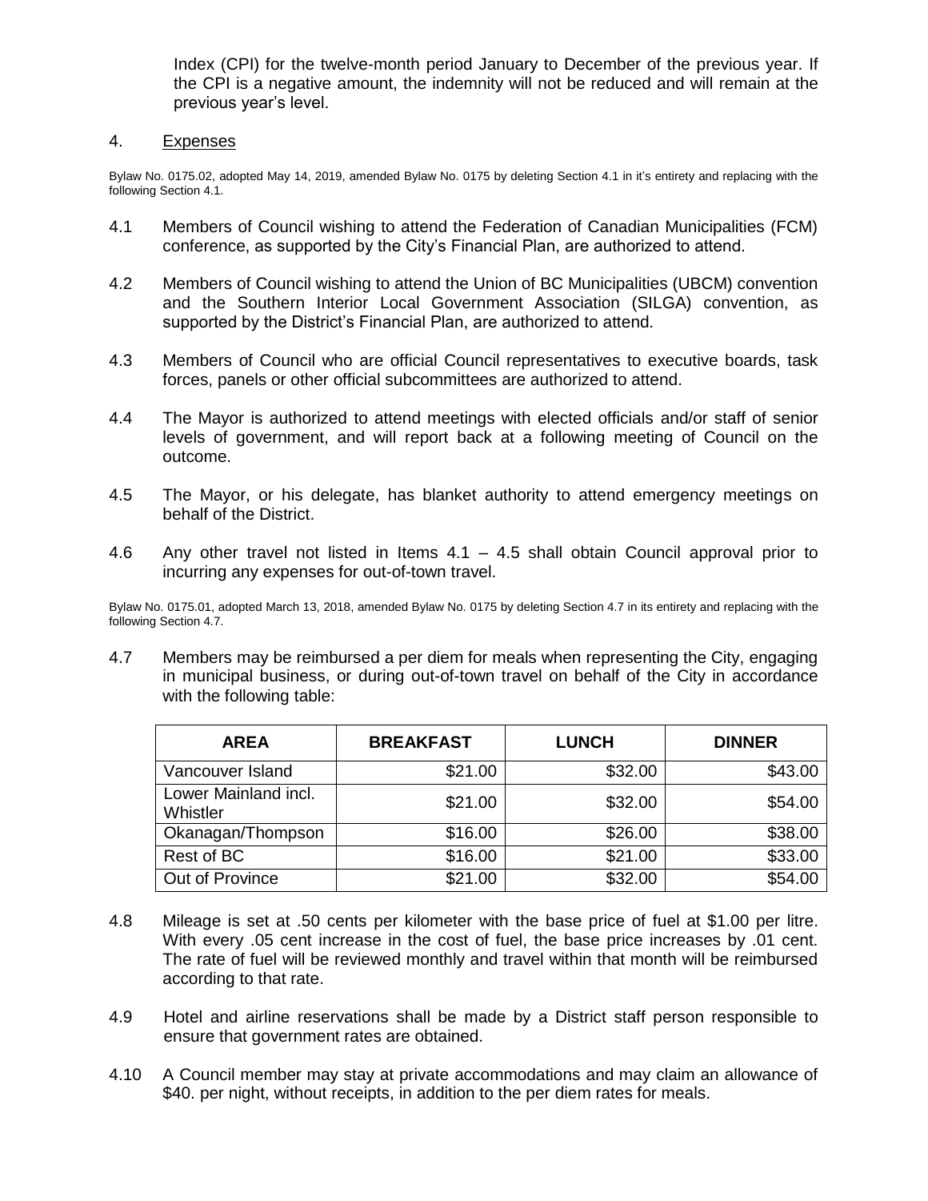Index (CPI) for the twelve-month period January to December of the previous year. If the CPI is a negative amount, the indemnity will not be reduced and will remain at the previous year's level.

4. Expenses

Bylaw No. 0175.02, adopted May 14, 2019, amended Bylaw No. 0175 by deleting Section 4.1 in it's entirety and replacing with the following Section 4.1.

4.1 Members of Council wishing to attend the Federation of Canadian Municipalities (FCM) conference, as supported by the City's Financial Plan, are authorized to attend.

4.2 Members of Council wishing to attend the Union of BC Municipalities (UBCM) convention and the Southern Interior Local Government Association (SILGA) convention, as supported by the District's Financial Plan, are authorized to attend.

4.3 Members of Council who are official Council representatives to executive boards, task forces, panels or other official subcommittees are authorized to attend.

4.4 The Mayor is authorized to attend meetings with elected officials and/or staff of senior levels of government, and will report back at a following meeting of Council on the outcome.

4.5 The Mayor, or his delegate, has blanket authority to attend emergency meetings on behalf of the District.

4.6 Any other travel not listed in Items 4.1 – 4.5 shall obtain Council approval prior to incurring any expenses for out-of-town travel.

Bylaw No. 0175.01, adopted March 13, 2018, amended Bylaw No. 0175 by deleting Section 4.7 in its entirety and replacing with the following Section 4.7.

4.7 Members may be reimbursed a per diem for meals when representing the City, engaging in municipal business, or during out-of-town travel on behalf of the City in accordance with the following table:

| AREA | BREAKFAST | LUNCH | DINNER |
|---|---|---|---|
| Vancouver Island | $21.00 | $32.00 | $43.00 |
| Lower Mainland incl. Whistler | $21.00 | $32.00 | $54.00 |
| Okanagan/Thompson | $16.00 | $26.00 | $38.00 |
| Rest of BC | $16.00 | $21.00 | $33.00 |
| Out of Province | $21.00 | $32.00 | $54.00 |

4.8 Mileage is set at .50 cents per kilometer with the base price of fuel at $1.00 per litre. With every .05 cent increase in the cost of fuel, the base price increases by .01 cent. The rate of fuel will be reviewed monthly and travel within that month will be reimbursed according to that rate.

4.9 Hotel and airline reservations shall be made by a District staff person responsible to ensure that government rates are obtained.

4.10 A Council member may stay at private accommodations and may claim an allowance of $40. per night, without receipts, in addition to the per diem rates for meals.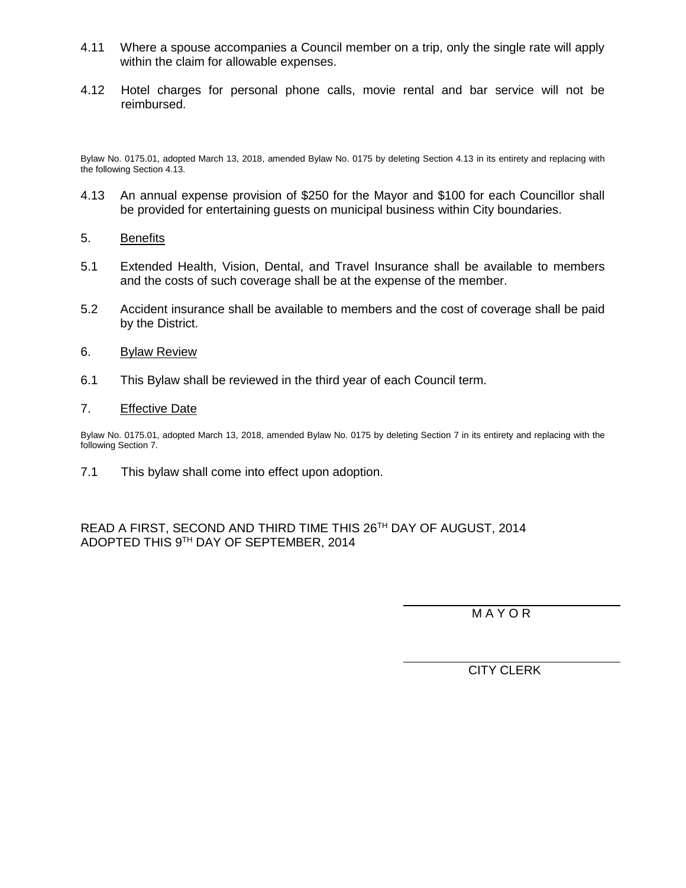4.11 Where a spouse accompanies a Council member on a trip, only the single rate will apply within the claim for allowable expenses.

4.12 Hotel charges for personal phone calls, movie rental and bar service will not be reimbursed.

Bylaw No. 0175.01, adopted March 13, 2018, amended Bylaw No. 0175 by deleting Section 4.13 in its entirety and replacing with the following Section 4.13.

4.13 An annual expense provision of $250 for the Mayor and $100 for each Councillor shall be provided for entertaining guests on municipal business within City boundaries.

5. <u>Benefits</u>

5.1 Extended Health, Vision, Dental, and Travel Insurance shall be available to members and the costs of such coverage shall be at the expense of the member.

5.2 Accident insurance shall be available to members and the cost of coverage shall be paid by the District.

6. <u>Bylaw Review</u>

6.1 This Bylaw shall be reviewed in the third year of each Council term.

7. <u>Effective Date</u>

Bylaw No. 0175.01, adopted March 13, 2018, amended Bylaw No. 0175 by deleting Section 7 in its entirety and replacing with the following Section 7.

7.1 This bylaw shall come into effect upon adoption.

READ A FIRST, SECOND AND THIRD TIME THIS 26TH DAY OF AUGUST, 2014
ADOPTED THIS 9TH DAY OF SEPTEMBER, 2014

M A Y O R

CITY CLERK